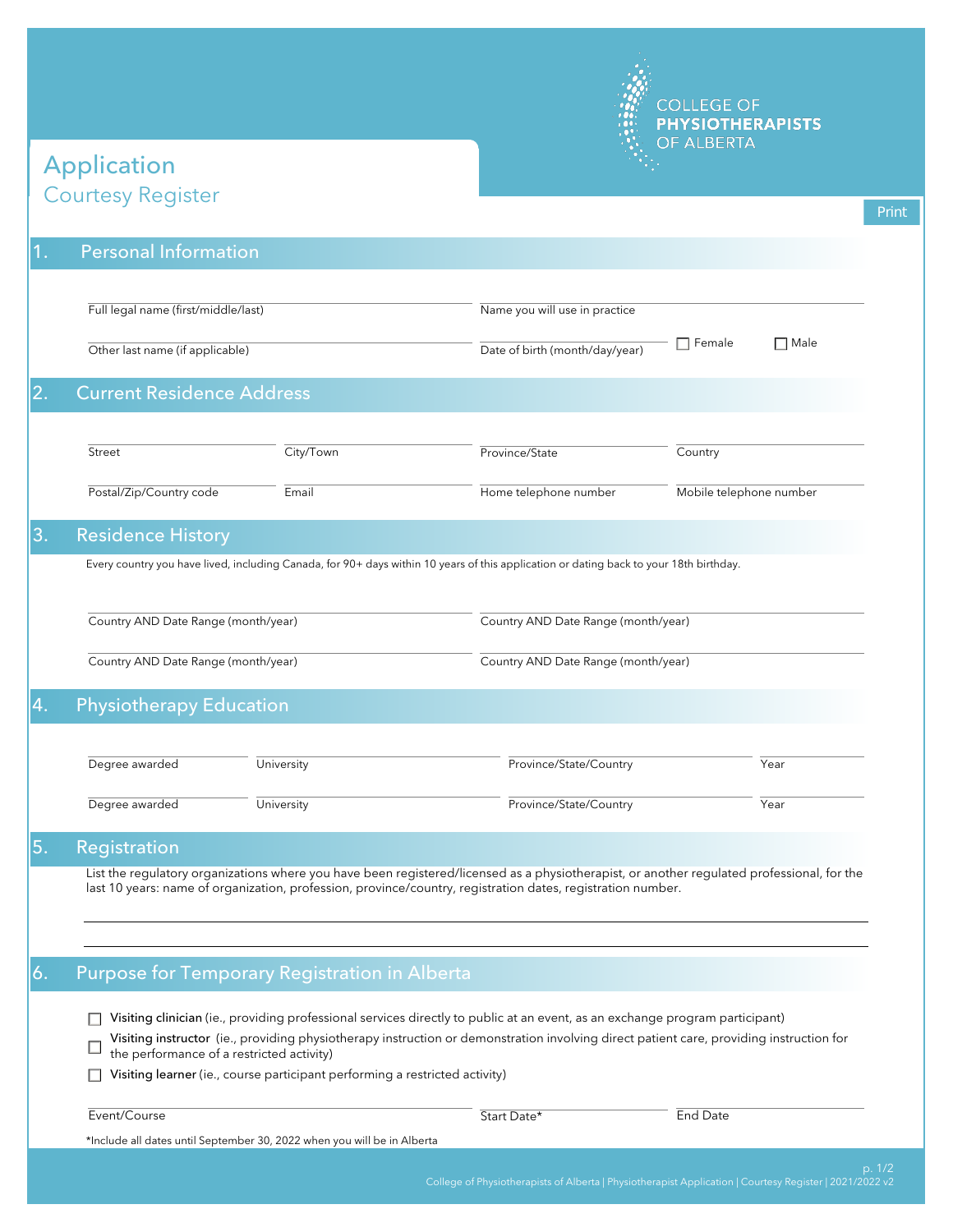COLLEGE OF **PHYSIOTHERAPISTS** OF ALBERTA

# Application
## Courtesy Register

Print

## 1. Personal Information

Full legal name (first/middle/last) ____________________

Name you will use in practice ____________________

Other last name (if applicable) ____________________

Date of birth (month/day/year) ____________________ ☐ Female ☐ Male

## 2. Current Residence Address

Street ____________________

City/Town ____________________

Province/State ____________________

Country ____________________

Postal/Zip/Country code ____________________

Email ____________________

Home telephone number ____________________

Mobile telephone number ____________________

## 3. Residence History

Every country you have lived, including Canada, for 90+ days within 10 years of this application or dating back to your 18th birthday.

Country AND Date Range (month/year) ____________________

Country AND Date Range (month/year) ____________________

Country AND Date Range (month/year) ____________________

Country AND Date Range (month/year) ____________________

## 4. Physiotherapy Education

| Degree awarded | University | Province/State/Country | Year |
|---|---|---|---|
| | | | |
| | | | |

## 5. Registration

List the regulatory organizations where you have been registered/licensed as a physiotherapist, or another regulated professional, for the last 10 years: name of organization, profession, province/country, registration dates, registration number.

____________________

____________________

## 6. Purpose for Temporary Registration in Alberta

☐ **Visiting clinician** (ie., providing professional services directly to public at an event, as an exchange program participant)

☐ **Visiting instructor** (ie., providing physiotherapy instruction or demonstration involving direct patient care, providing instruction for the performance of a restricted activity)

☐ **Visiting learner** (ie., course participant performing a restricted activity)

Event/Course ____________________

Start Date* ____________________

End Date ____________________

*Include all dates until September 30, 2022 when you will be in Alberta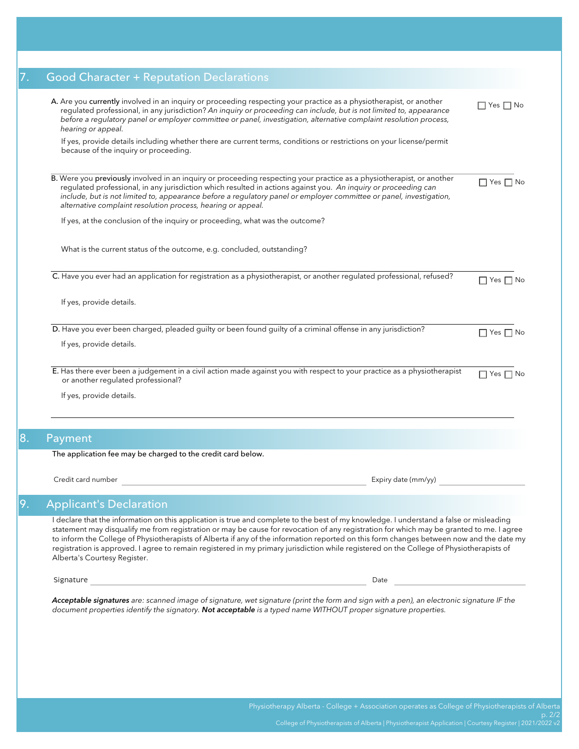## 7. Good Character + Reputation Declarations

**A.** Are you **currently** involved in an inquiry or proceeding respecting your practice as a physiotherapist, or another regulated professional, in any jurisdiction? *An inquiry or proceeding can include, but is not limited to, appearance before a regulatory panel or employer committee or panel, investigation, alternative complaint resolution process, hearing or appeal.*

☐ Yes ☐ No

If yes, provide details including whether there are current terms, conditions or restrictions on your license/permit because of the inquiry or proceeding.

**B.** Were you **previously** involved in an inquiry or proceeding respecting your practice as a physiotherapist, or another regulated professional, in any jurisdiction which resulted in actions against you. *An inquiry or proceeding can include, but is not limited to, appearance before a regulatory panel or employer committee or panel, investigation, alternative complaint resolution process, hearing or appeal.*

☐ Yes ☐ No

If yes, at the conclusion of the inquiry or proceeding, what was the outcome?

What is the current status of the outcome, e.g. concluded, outstanding?

**C.** Have you ever had an application for registration as a physiotherapist, or another regulated professional, refused?

☐ Yes ☐ No

If yes, provide details.

**D.** Have you ever been charged, pleaded guilty or been found guilty of a criminal offense in any jurisdiction?

☐ Yes ☐ No

If yes, provide details.

**E.** Has there ever been a judgement in a civil action made against you with respect to your practice as a physiotherapist or another regulated professional?

☐ Yes ☐ No

If yes, provide details.

## 8. Payment

The application fee may be charged to the credit card below.

Credit card number ______________________ Expiry date (mm/yy) ____________

## 9. Applicant's Declaration

I declare that the information on this application is true and complete to the best of my knowledge. I understand a false or misleading statement may disqualify me from registration or may be cause for revocation of any registration for which may be granted to me. I agree to inform the College of Physiotherapists of Alberta if any of the information reported on this form changes between now and the date my registration is approved. I agree to remain registered in my primary jurisdiction while registered on the College of Physiotherapists of Alberta's Courtesy Register.

Signature ______________________ Date ____________

***Acceptable signatures** are: scanned image of signature, wet signature (print the form and sign with a pen), an electronic signature IF the document properties identify the signatory. **Not acceptable** is a typed name WITHOUT proper signature properties.*

Physiotherapy Alberta - College + Association operates as College of Physiotherapists of Alberta

College of Physiotherapists of Alberta | Physiotherapist Application | Courtesy Register | 2021/2022 v2